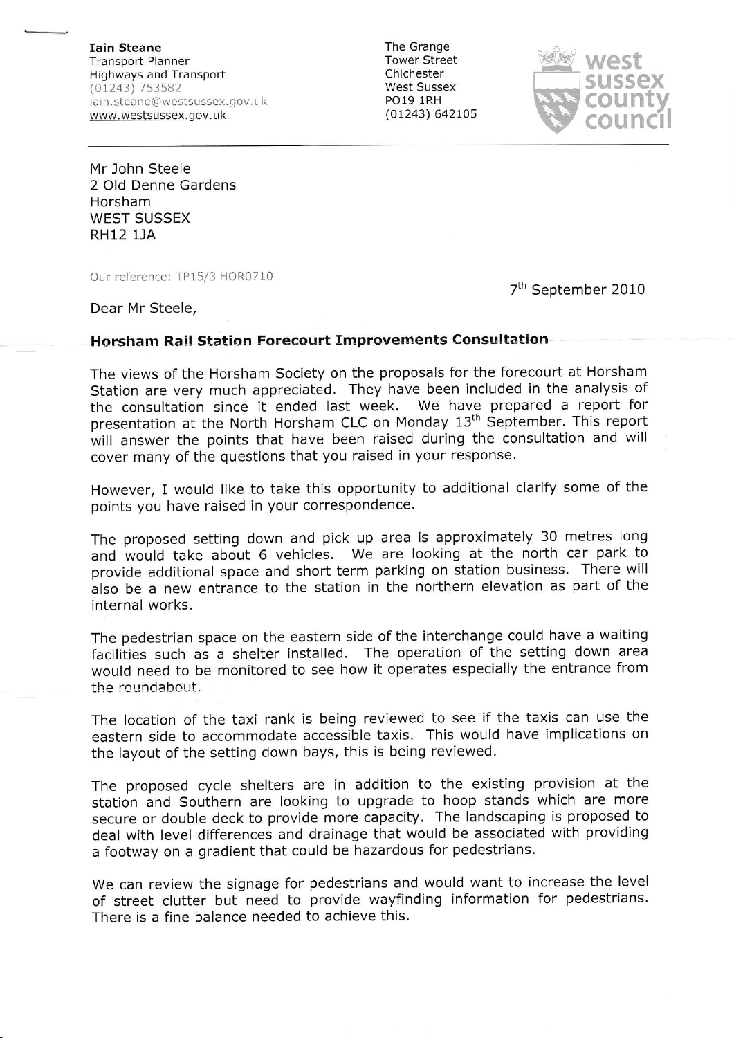**Iain Steane**
Transport Planner
Highways and Transport
(01243) 753582
iain.steane@westsussex.gov.uk
www.westsussex.gov.uk

The Grange
Tower Street
Chichester
West Sussex
PO19 1RH
(01243) 642105

west sussex county council

---

Mr John Steele
2 Old Denne Gardens
Horsham
WEST SUSSEX
RH12 1JA

Our reference: TP15/3 HOR0710

7th September 2010

Dear Mr Steele,

**Horsham Rail Station Forecourt Improvements Consultation**

The views of the Horsham Society on the proposals for the forecourt at Horsham Station are very much appreciated. They have been included in the analysis of the consultation since it ended last week. We have prepared a report for presentation at the North Horsham CLC on Monday 13th September. This report will answer the points that have been raised during the consultation and will cover many of the questions that you raised in your response.

However, I would like to take this opportunity to additional clarify some of the points you have raised in your correspondence.

The proposed setting down and pick up area is approximately 30 metres long and would take about 6 vehicles. We are looking at the north car park to provide additional space and short term parking on station business. There will also be a new entrance to the station in the northern elevation as part of the internal works.

The pedestrian space on the eastern side of the interchange could have a waiting facilities such as a shelter installed. The operation of the setting down area would need to be monitored to see how it operates especially the entrance from the roundabout.

The location of the taxi rank is being reviewed to see if the taxis can use the eastern side to accommodate accessible taxis. This would have implications on the layout of the setting down bays, this is being reviewed.

The proposed cycle shelters are in addition to the existing provision at the station and Southern are looking to upgrade to hoop stands which are more secure or double deck to provide more capacity. The landscaping is proposed to deal with level differences and drainage that would be associated with providing a footway on a gradient that could be hazardous for pedestrians.

We can review the signage for pedestrians and would want to increase the level of street clutter but need to provide wayfinding information for pedestrians. There is a fine balance needed to achieve this.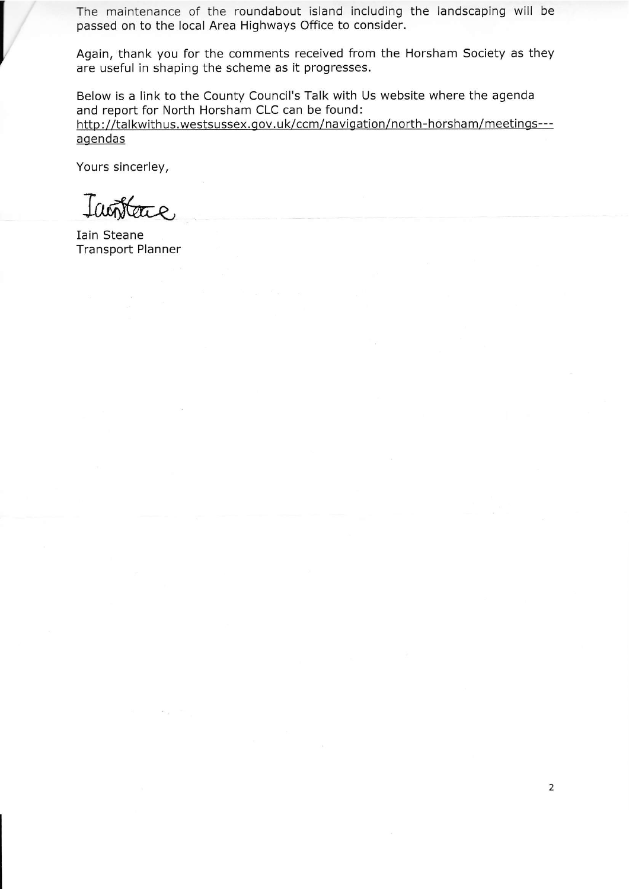The maintenance of the roundabout island including the landscaping will be passed on to the local Area Highways Office to consider.

Again, thank you for the comments received from the Horsham Society as they are useful in shaping the scheme as it progresses.

Below is a link to the County Council's Talk with Us website where the agenda and report for North Horsham CLC can be found:
http://talkwithus.westsussex.gov.uk/ccm/navigation/north-horsham/meetings---agendas

Yours sincerley,

Iain Steane
Transport Planner